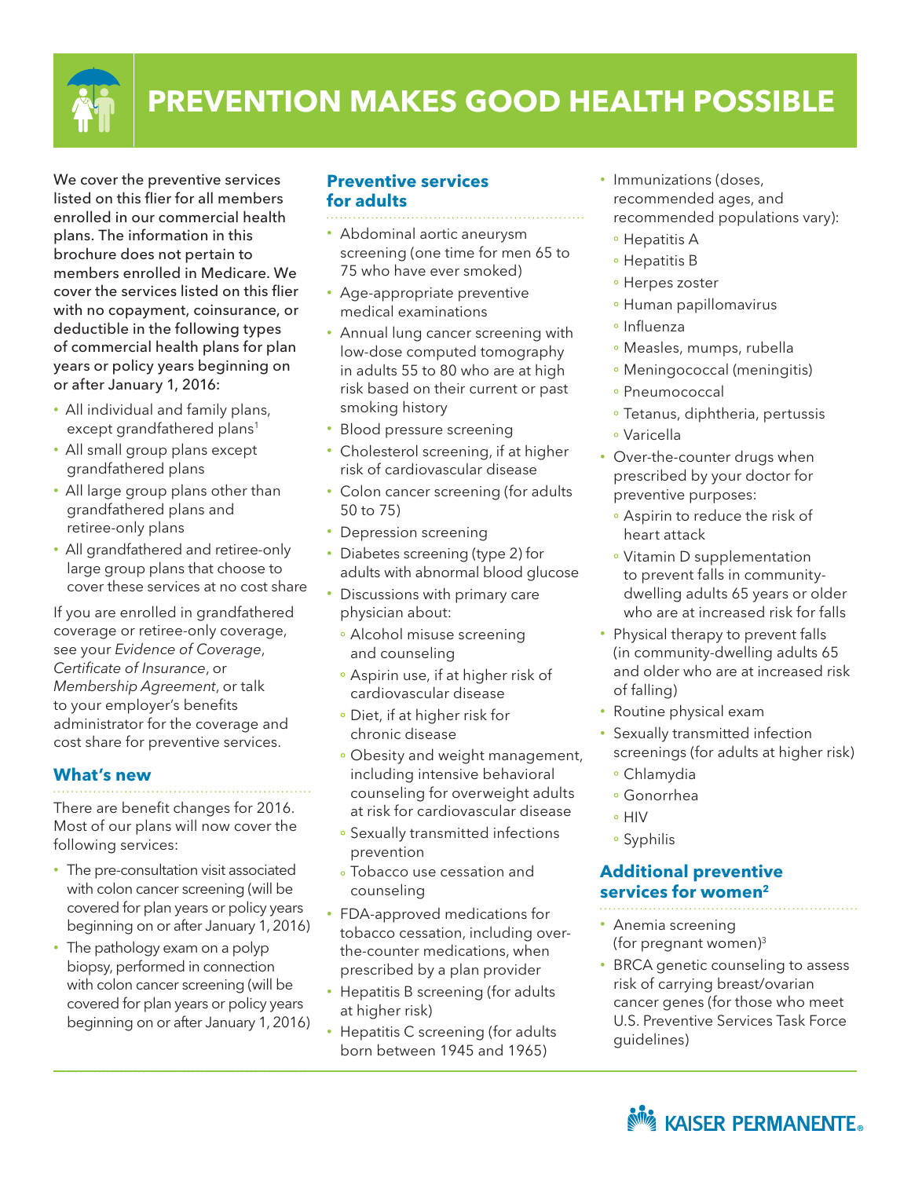# PREVENTION MAKES GOOD HEALTH POSSIBLE

We cover the preventive services listed on this flier for all members enrolled in our commercial health plans. The information in this brochure does not pertain to members enrolled in Medicare. We cover the services listed on this flier with no copayment, coinsurance, or deductible in the following types of commercial health plans for plan years or policy years beginning on or after January 1, 2016:

- All individual and family plans, except grandfathered plans[1]
- All small group plans except grandfathered plans
- All large group plans other than grandfathered plans and retiree-only plans
- All grandfathered and retiree-only large group plans that choose to cover these services at no cost share

If you are enrolled in grandfathered coverage or retiree-only coverage, see your *Evidence of Coverage*, *Certificate of Insurance*, or *Membership Agreement*, or talk to your employer's benefits administrator for the coverage and cost share for preventive services.

## What's new

There are benefit changes for 2016. Most of our plans will now cover the following services:

- The pre-consultation visit associated with colon cancer screening (will be covered for plan years or policy years beginning on or after January 1, 2016)
- The pathology exam on a polyp biopsy, performed in connection with colon cancer screening (will be covered for plan years or policy years beginning on or after January 1, 2016)

## Preventive services for adults

- Abdominal aortic aneurysm screening (one time for men 65 to 75 who have ever smoked)
- Age-appropriate preventive medical examinations
- Annual lung cancer screening with low-dose computed tomography in adults 55 to 80 who are at high risk based on their current or past smoking history
- Blood pressure screening
- Cholesterol screening, if at higher risk of cardiovascular disease
- Colon cancer screening (for adults 50 to 75)
- Depression screening
- Diabetes screening (type 2) for adults with abnormal blood glucose
- Discussions with primary care physician about:
  - Alcohol misuse screening and counseling
  - Aspirin use, if at higher risk of cardiovascular disease
  - Diet, if at higher risk for chronic disease
  - Obesity and weight management, including intensive behavioral counseling for overweight adults at risk for cardiovascular disease
  - Sexually transmitted infections prevention
  - Tobacco use cessation and counseling
- FDA-approved medications for tobacco cessation, including over-the-counter medications, when prescribed by a plan provider
- Hepatitis B screening (for adults at higher risk)
- Hepatitis C screening (for adults born between 1945 and 1965)
- Immunizations (doses, recommended ages, and recommended populations vary):
  - Hepatitis A
  - Hepatitis B
  - Herpes zoster
  - Human papillomavirus
  - Influenza
  - Measles, mumps, rubella
  - Meningococcal (meningitis)
  - Pneumococcal
  - Tetanus, diphtheria, pertussis
  - Varicella
- Over-the-counter drugs when prescribed by your doctor for preventive purposes:
  - Aspirin to reduce the risk of heart attack
  - Vitamin D supplementation to prevent falls in community-dwelling adults 65 years or older who are at increased risk for falls
- Physical therapy to prevent falls (in community-dwelling adults 65 and older who are at increased risk of falling)
- Routine physical exam
- Sexually transmitted infection screenings (for adults at higher risk)
  - Chlamydia
  - Gonorrhea
  - HIV
  - Syphilis

## Additional preventive services for women[2]

- Anemia screening (for pregnant women)[3]
- BRCA genetic counseling to assess risk of carrying breast/ovarian cancer genes (for those who meet U.S. Preventive Services Task Force guidelines)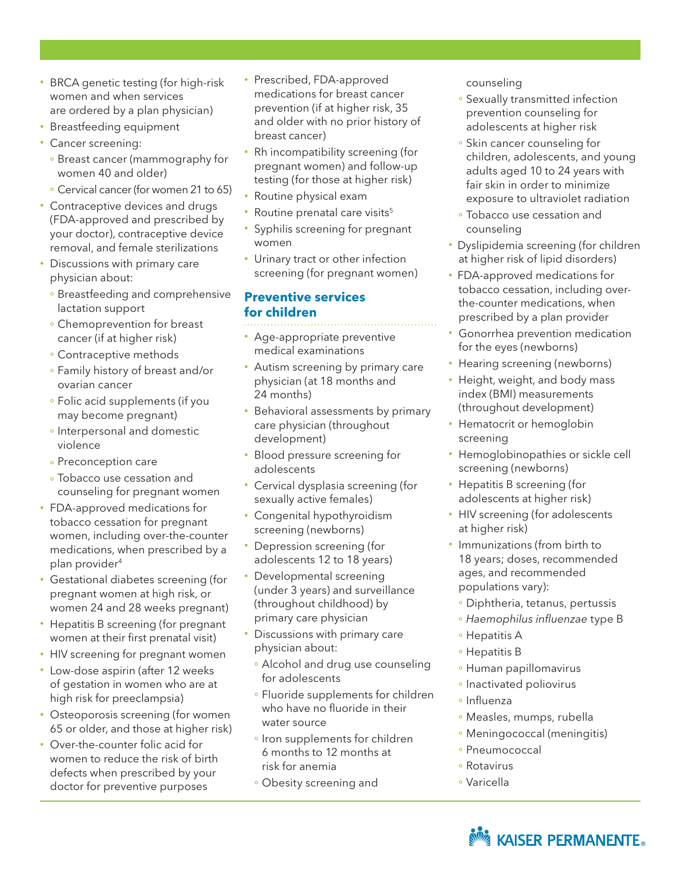- BRCA genetic testing (for high-risk women and when services are ordered by a plan physician)
- Breastfeeding equipment
- Cancer screening:
  - Breast cancer (mammography for women 40 and older)
  - Cervical cancer (for women 21 to 65)
- Contraceptive devices and drugs (FDA-approved and prescribed by your doctor), contraceptive device removal, and female sterilizations
- Discussions with primary care physician about:
  - Breastfeeding and comprehensive lactation support
  - Chemoprevention for breast cancer (if at higher risk)
  - Contraceptive methods
  - Family history of breast and/or ovarian cancer
  - Folic acid supplements (if you may become pregnant)
  - Interpersonal and domestic violence
  - Preconception care
  - Tobacco use cessation and counseling for pregnant women
- FDA-approved medications for tobacco cessation for pregnant women, including over-the-counter medications, when prescribed by a plan provider[4]
- Gestational diabetes screening (for pregnant women at high risk, or women 24 and 28 weeks pregnant)
- Hepatitis B screening (for pregnant women at their first prenatal visit)
- HIV screening for pregnant women
- Low-dose aspirin (after 12 weeks of gestation in women who are at high risk for preeclampsia)
- Osteoporosis screening (for women 65 or older, and those at higher risk)
- Over-the-counter folic acid for women to reduce the risk of birth defects when prescribed by your doctor for preventive purposes
- Prescribed, FDA-approved medications for breast cancer prevention (if at higher risk, 35 and older with no prior history of breast cancer)
- Rh incompatibility screening (for pregnant women) and follow-up testing (for those at higher risk)
- Routine physical exam
- Routine prenatal care visits[5]
- Syphilis screening for pregnant women
- Urinary tract or other infection screening (for pregnant women)

## Preventive services for children

- Age-appropriate preventive medical examinations
- Autism screening by primary care physician (at 18 months and 24 months)
- Behavioral assessments by primary care physician (throughout development)
- Blood pressure screening for adolescents
- Cervical dysplasia screening (for sexually active females)
- Congenital hypothyroidism screening (newborns)
- Depression screening (for adolescents 12 to 18 years)
- Developmental screening (under 3 years) and surveillance (throughout childhood) by primary care physician
- Discussions with primary care physician about:
  - Alcohol and drug use counseling for adolescents
  - Fluoride supplements for children who have no fluoride in their water source
  - Iron supplements for children 6 months to 12 months at risk for anemia
  - Obesity screening and counseling
  - Sexually transmitted infection prevention counseling for adolescents at higher risk
  - Skin cancer counseling for children, adolescents, and young adults aged 10 to 24 years with fair skin in order to minimize exposure to ultraviolet radiation
  - Tobacco use cessation and counseling
- Dyslipidemia screening (for children at higher risk of lipid disorders)
- FDA-approved medications for tobacco cessation, including over-the-counter medications, when prescribed by a plan provider
- Gonorrhea prevention medication for the eyes (newborns)
- Hearing screening (newborns)
- Height, weight, and body mass index (BMI) measurements (throughout development)
- Hematocrit or hemoglobin screening
- Hemoglobinopathies or sickle cell screening (newborns)
- Hepatitis B screening (for adolescents at higher risk)
- HIV screening (for adolescents at higher risk)
- Immunizations (from birth to 18 years; doses, recommended ages, and recommended populations vary):
  - Diphtheria, tetanus, pertussis
  - *Haemophilus influenzae* type B
  - Hepatitis A
  - Hepatitis B
  - Human papillomavirus
  - Inactivated poliovirus
  - Influenza
  - Measles, mumps, rubella
  - Meningococcal (meningitis)
  - Pneumococcal
  - Rotavirus
  - Varicella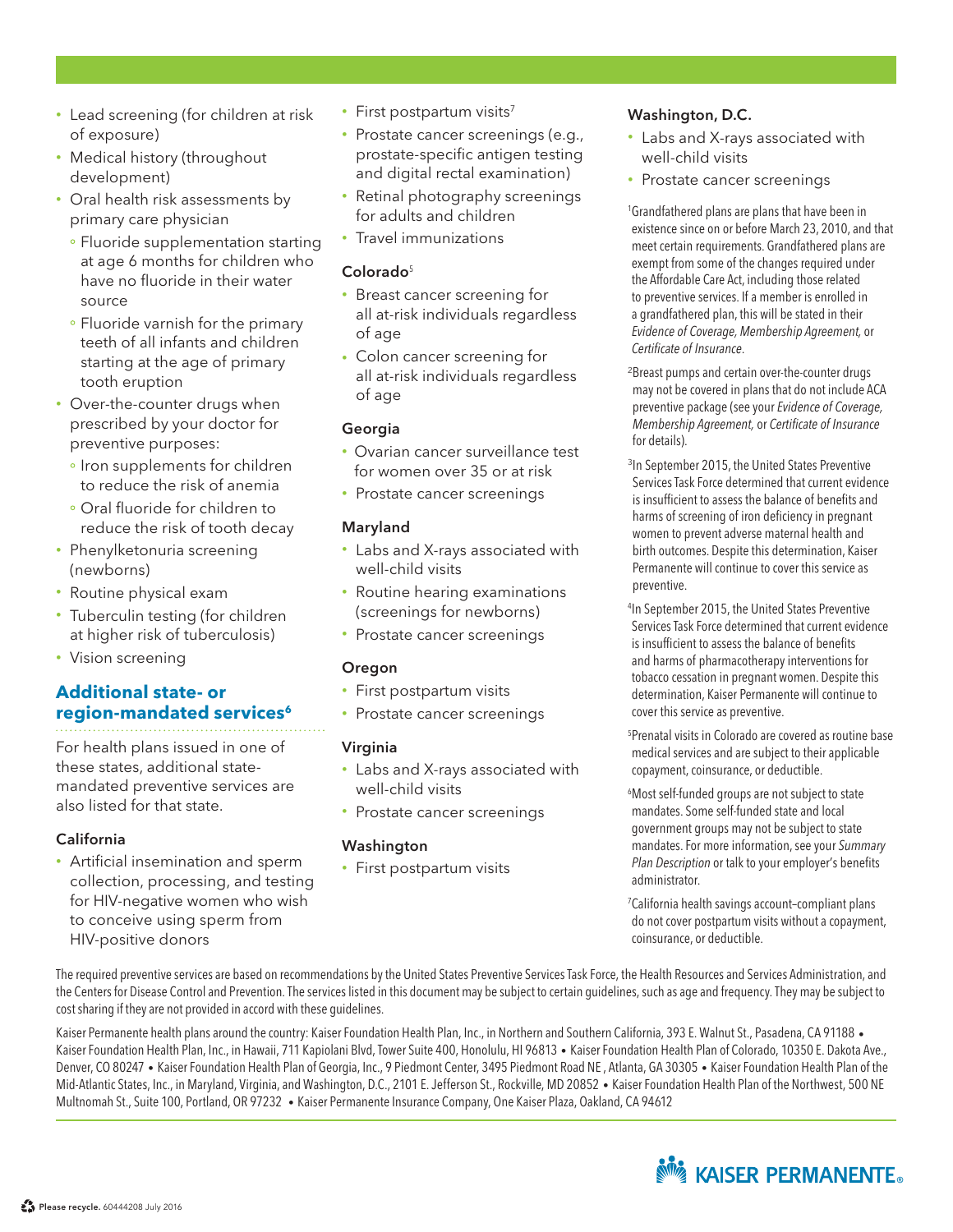- Lead screening (for children at risk of exposure)
- Medical history (throughout development)
- Oral health risk assessments by primary care physician
  - Fluoride supplementation starting at age 6 months for children who have no fluoride in their water source
  - Fluoride varnish for the primary teeth of all infants and children starting at the age of primary tooth eruption
- Over-the-counter drugs when prescribed by your doctor for preventive purposes:
  - Iron supplements for children to reduce the risk of anemia
  - Oral fluoride for children to reduce the risk of tooth decay
- Phenylketonuria screening (newborns)
- Routine physical exam
- Tuberculin testing (for children at higher risk of tuberculosis)
- Vision screening

## Additional state- or region-mandated services[6]

For health plans issued in one of these states, additional state-mandated preventive services are also listed for that state.

### California

- Artificial insemination and sperm collection, processing, and testing for HIV-negative women who wish to conceive using sperm from HIV-positive donors
- First postpartum visits[7]
- Prostate cancer screenings (e.g., prostate-specific antigen testing and digital rectal examination)
- Retinal photography screenings for adults and children
- Travel immunizations

### Colorado[5]

- Breast cancer screening for all at-risk individuals regardless of age
- Colon cancer screening for all at-risk individuals regardless of age

### Georgia

- Ovarian cancer surveillance test for women over 35 or at risk
- Prostate cancer screenings

### Maryland

- Labs and X-rays associated with well-child visits
- Routine hearing examinations (screenings for newborns)
- Prostate cancer screenings

### Oregon

- First postpartum visits
- Prostate cancer screenings

### Virginia

- Labs and X-rays associated with well-child visits
- Prostate cancer screenings

### Washington

- First postpartum visits

### Washington, D.C.

- Labs and X-rays associated with well-child visits
- Prostate cancer screenings

[1]Grandfathered plans are plans that have been in existence since on or before March 23, 2010, and that meet certain requirements. Grandfathered plans are exempt from some of the changes required under the Affordable Care Act, including those related to preventive services. If a member is enrolled in a grandfathered plan, this will be stated in their *Evidence of Coverage, Membership Agreement,* or *Certificate of Insurance*.

[2]Breast pumps and certain over-the-counter drugs may not be covered in plans that do not include ACA preventive package (see your *Evidence of Coverage, Membership Agreement,* or *Certificate of Insurance* for details).

[3]In September 2015, the United States Preventive Services Task Force determined that current evidence is insufficient to assess the balance of benefits and harms of screening of iron deficiency in pregnant women to prevent adverse maternal health and birth outcomes. Despite this determination, Kaiser Permanente will continue to cover this service as preventive.

[4]In September 2015, the United States Preventive Services Task Force determined that current evidence is insufficient to assess the balance of benefits and harms of pharmacotherapy interventions for tobacco cessation in pregnant women. Despite this determination, Kaiser Permanente will continue to cover this service as preventive.

[5]Prenatal visits in Colorado are covered as routine base medical services and are subject to their applicable copayment, coinsurance, or deductible.

[6]Most self-funded groups are not subject to state mandates. Some self-funded state and local government groups may not be subject to state mandates. For more information, see your *Summary Plan Description* or talk to your employer's benefits administrator.

[7]California health savings account–compliant plans do not cover postpartum visits without a copayment, coinsurance, or deductible.

The required preventive services are based on recommendations by the United States Preventive Services Task Force, the Health Resources and Services Administration, and the Centers for Disease Control and Prevention. The services listed in this document may be subject to certain guidelines, such as age and frequency. They may be subject to cost sharing if they are not provided in accord with these guidelines.

Kaiser Permanente health plans around the country: Kaiser Foundation Health Plan, Inc., in Northern and Southern California, 393 E. Walnut St., Pasadena, CA 91188 • Kaiser Foundation Health Plan, Inc., in Hawaii, 711 Kapiolani Blvd, Tower Suite 400, Honolulu, HI 96813 • Kaiser Foundation Health Plan of Colorado, 10350 E. Dakota Ave., Denver, CO 80247 • Kaiser Foundation Health Plan of Georgia, Inc., 9 Piedmont Center, 3495 Piedmont Road NE, Atlanta, GA 30305 • Kaiser Foundation Health Plan of the Mid-Atlantic States, Inc., in Maryland, Virginia, and Washington, D.C., 2101 E. Jefferson St., Rockville, MD 20852 • Kaiser Foundation Health Plan of the Northwest, 500 NE Multnomah St., Suite 100, Portland, OR 97232 • Kaiser Permanente Insurance Company, One Kaiser Plaza, Oakland, CA 94612

KAISER PERMANENTE®

Please recycle. 60444208 July 2016